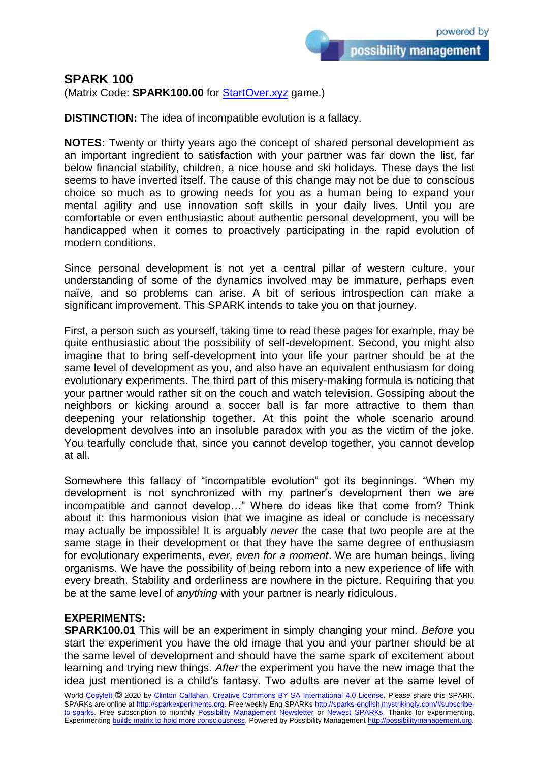## SPARK 100

(Matrix Code: **SPARK100.00** for [StartOver.xyz](StartOver.xyz) game.)

**DISTINCTION:** The idea of incompatible evolution is a fallacy.

**NOTES:** Twenty or thirty years ago the concept of shared personal development as an important ingredient to satisfaction with your partner was far down the list, far below financial stability, children, a nice house and ski holidays. These days the list seems to have inverted itself. The cause of this change may not be due to conscious choice so much as to growing needs for you as a human being to expand your mental agility and use innovation soft skills in your daily lives. Until you are comfortable or even enthusiastic about authentic personal development, you will be handicapped when it comes to proactively participating in the rapid evolution of modern conditions.

Since personal development is not yet a central pillar of western culture, your understanding of some of the dynamics involved may be immature, perhaps even naïve, and so problems can arise. A bit of serious introspection can make a significant improvement. This SPARK intends to take you on that journey.

First, a person such as yourself, taking time to read these pages for example, may be quite enthusiastic about the possibility of self-development. Second, you might also imagine that to bring self-development into your life your partner should be at the same level of development as you, and also have an equivalent enthusiasm for doing evolutionary experiments. The third part of this misery-making formula is noticing that your partner would rather sit on the couch and watch television. Gossiping about the neighbors or kicking around a soccer ball is far more attractive to them than deepening your relationship together. At this point the whole scenario around development devolves into an insoluble paradox with you as the victim of the joke. You tearfully conclude that, since you cannot develop together, you cannot develop at all.

Somewhere this fallacy of "incompatible evolution" got its beginnings. "When my development is not synchronized with my partner's development then we are incompatible and cannot develop…" Where do ideas like that come from? Think about it: this harmonious vision that we imagine as ideal or conclude is necessary may actually be impossible! It is arguably *never* the case that two people are at the same stage in their development or that they have the same degree of enthusiasm for evolutionary experiments, *ever, even for a moment*. We are human beings, living organisms. We have the possibility of being reborn into a new experience of life with every breath. Stability and orderliness are nowhere in the picture. Requiring that you be at the same level of *anything* with your partner is nearly ridiculous.

**EXPERIMENTS:**

**SPARK100.01** This will be an experiment in simply changing your mind. *Before* you start the experiment you have the old image that you and your partner should be at the same level of development and should have the same spark of excitement about learning and trying new things. *After* the experiment you have the new image that the idea just mentioned is a child's fantasy. Two adults are never at the same level of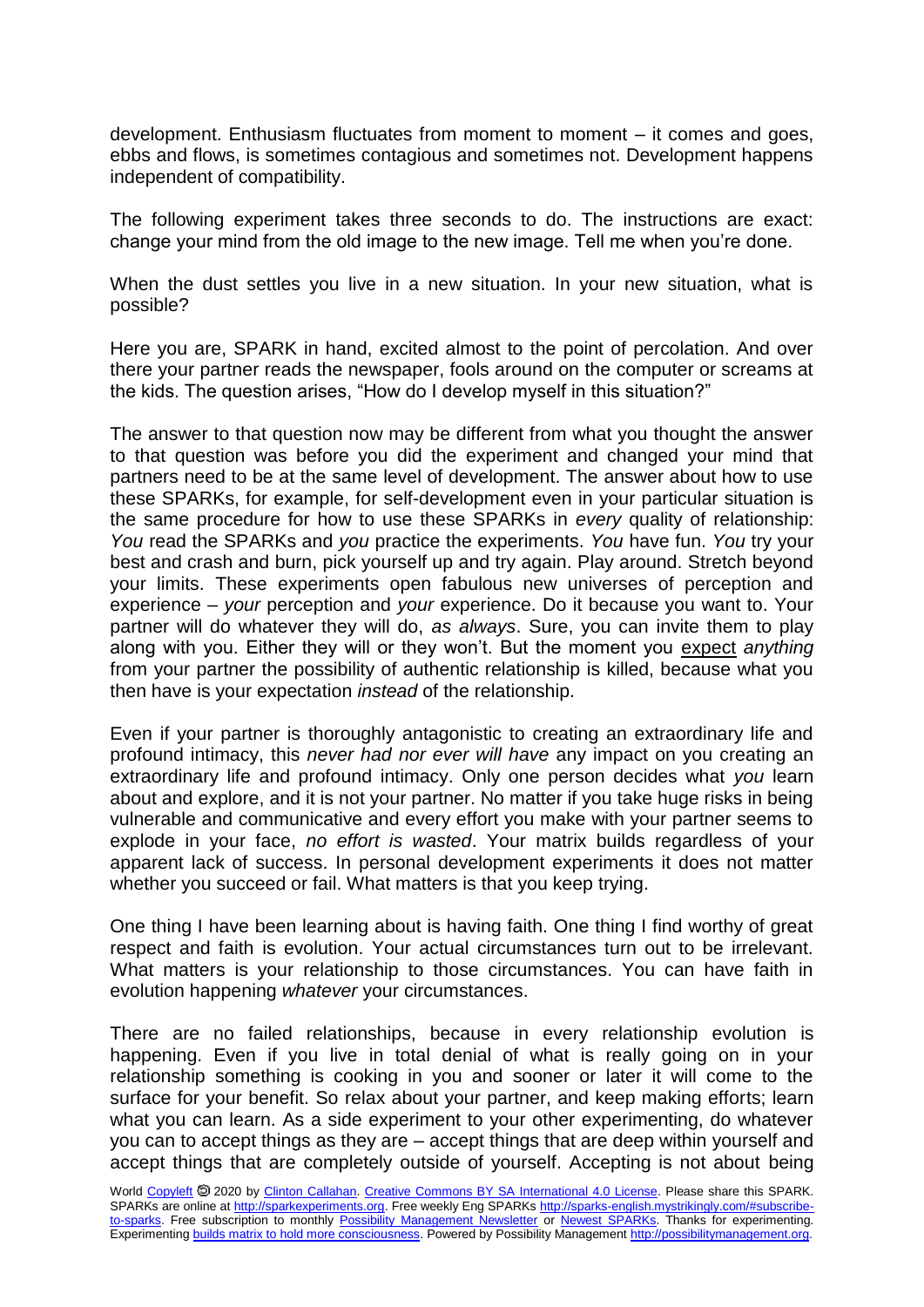development. Enthusiasm fluctuates from moment to moment – it comes and goes, ebbs and flows, is sometimes contagious and sometimes not. Development happens independent of compatibility.

The following experiment takes three seconds to do. The instructions are exact: change your mind from the old image to the new image. Tell me when you're done.

When the dust settles you live in a new situation. In your new situation, what is possible?

Here you are, SPARK in hand, excited almost to the point of percolation. And over there your partner reads the newspaper, fools around on the computer or screams at the kids. The question arises, "How do I develop myself in this situation?"

The answer to that question now may be different from what you thought the answer to that question was before you did the experiment and changed your mind that partners need to be at the same level of development. The answer about how to use these SPARKs, for example, for self-development even in your particular situation is the same procedure for how to use these SPARKs in *every* quality of relationship: *You* read the SPARKs and *you* practice the experiments. *You* have fun. *You* try your best and crash and burn, pick yourself up and try again. Play around. Stretch beyond your limits. These experiments open fabulous new universes of perception and experience – *your* perception and *your* experience. Do it because you want to. Your partner will do whatever they will do, *as always*. Sure, you can invite them to play along with you. Either they will or they won't. But the moment you expect *anything* from your partner the possibility of authentic relationship is killed, because what you then have is your expectation *instead* of the relationship.

Even if your partner is thoroughly antagonistic to creating an extraordinary life and profound intimacy, this *never had nor ever will have* any impact on you creating an extraordinary life and profound intimacy. Only one person decides what *you* learn about and explore, and it is not your partner. No matter if you take huge risks in being vulnerable and communicative and every effort you make with your partner seems to explode in your face, *no effort is wasted*. Your matrix builds regardless of your apparent lack of success. In personal development experiments it does not matter whether you succeed or fail. What matters is that you keep trying.

One thing I have been learning about is having faith. One thing I find worthy of great respect and faith is evolution. Your actual circumstances turn out to be irrelevant. What matters is your relationship to those circumstances. You can have faith in evolution happening *whatever* your circumstances.

There are no failed relationships, because in every relationship evolution is happening. Even if you live in total denial of what is really going on in your relationship something is cooking in you and sooner or later it will come to the surface for your benefit. So relax about your partner, and keep making efforts; learn what you can learn. As a side experiment to your other experimenting, do whatever you can to accept things as they are – accept things that are deep within yourself and accept things that are completely outside of yourself. Accepting is not about being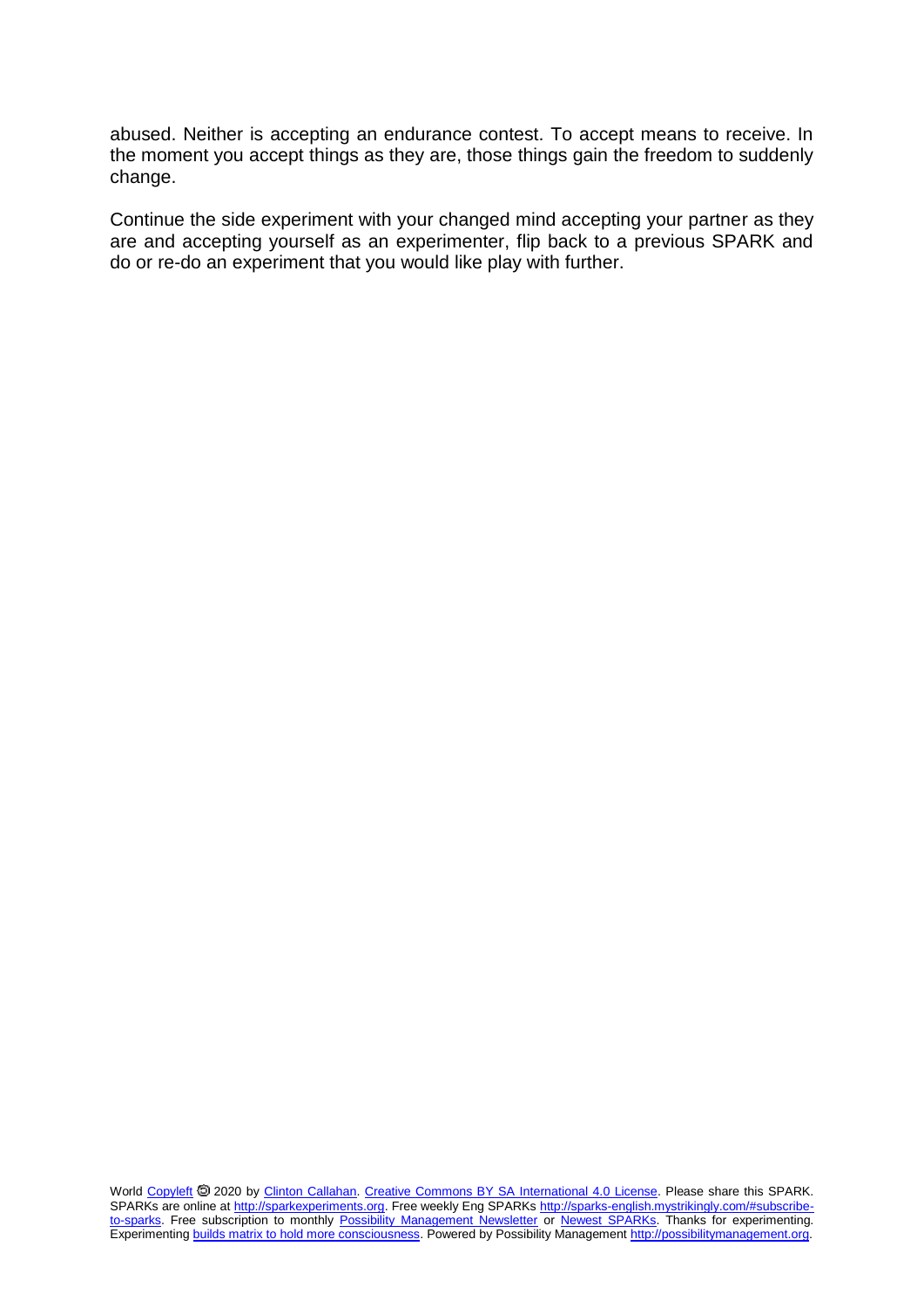abused. Neither is accepting an endurance contest. To accept means to receive. In the moment you accept things as they are, those things gain the freedom to suddenly change.

Continue the side experiment with your changed mind accepting your partner as they are and accepting yourself as an experimenter, flip back to a previous SPARK and do or re-do an experiment that you would like play with further.

World Copyleft 🄯 2020 by Clinton Callahan. Creative Commons BY SA International 4.0 License. Please share this SPARK. SPARKs are online at http://sparkexperiments.org. Free weekly Eng SPARKs http://sparks-english.mystrikingly.com/#subscribe-to-sparks. Free subscription to monthly Possibility Management Newsletter or Newest SPARKs. Thanks for experimenting. Experimenting builds matrix to hold more consciousness. Powered by Possibility Management http://possibilitymanagement.org.